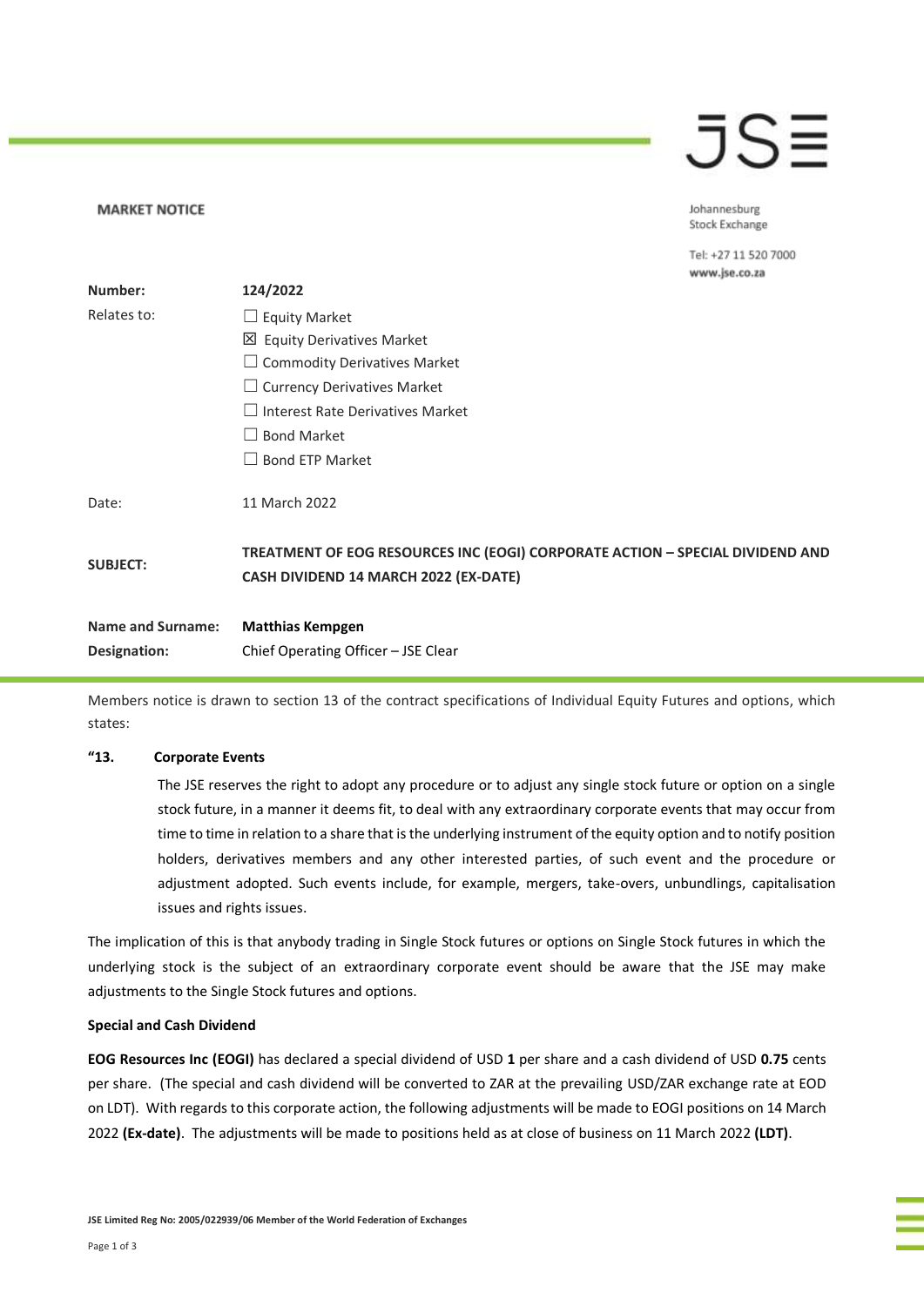**MARKET NOTICE**

Johannesburg Stock Exchange

Tel: +27 11 520 7000
www.jse.co.za

| | |
|---|---|
| **Number:** | **124/2022** |
| Relates to: | ☐ Equity Market<br>☒ Equity Derivatives Market<br>☐ Commodity Derivatives Market<br>☐ Currency Derivatives Market<br>☐ Interest Rate Derivatives Market<br>☐ Bond Market<br>☐ Bond ETP Market |
| Date: | 11 March 2022 |
| **SUBJECT:** | **TREATMENT OF EOG RESOURCES INC (EOGI) CORPORATE ACTION – SPECIAL DIVIDEND AND CASH DIVIDEND 14 MARCH 2022 (EX-DATE)** |
| **Name and Surname:** | **Matthias Kempgen** |
| **Designation:** | Chief Operating Officer – JSE Clear |

Members notice is drawn to section 13 of the contract specifications of Individual Equity Futures and options, which states:

**"13. Corporate Events**

The JSE reserves the right to adopt any procedure or to adjust any single stock future or option on a single stock future, in a manner it deems fit, to deal with any extraordinary corporate events that may occur from time to time in relation to a share that is the underlying instrument of the equity option and to notify position holders, derivatives members and any other interested parties, of such event and the procedure or adjustment adopted. Such events include, for example, mergers, take-overs, unbundlings, capitalisation issues and rights issues.

The implication of this is that anybody trading in Single Stock futures or options on Single Stock futures in which the underlying stock is the subject of an extraordinary corporate event should be aware that the JSE may make adjustments to the Single Stock futures and options.

**Special and Cash Dividend**

**EOG Resources Inc (EOGI)** has declared a special dividend of USD **1** per share and a cash dividend of USD **0.75** cents per share. (The special and cash dividend will be converted to ZAR at the prevailing USD/ZAR exchange rate at EOD on LDT). With regards to this corporate action, the following adjustments will be made to EOGI positions on 14 March 2022 **(Ex-date)**. The adjustments will be made to positions held as at close of business on 11 March 2022 **(LDT)**.

JSE Limited Reg No: 2005/022939/06 Member of the World Federation of Exchanges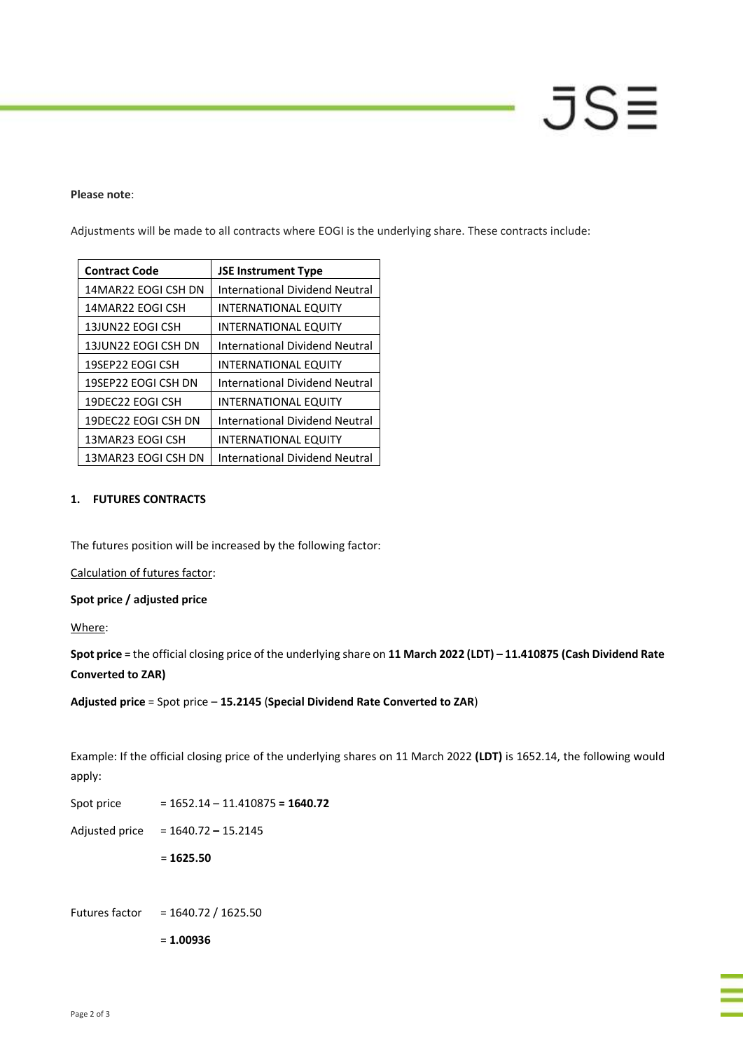**Please note**:

Adjustments will be made to all contracts where EOGI is the underlying share. These contracts include:

| Contract Code | JSE Instrument Type |
| --- | --- |
| 14MAR22 EOGI CSH DN | International Dividend Neutral |
| 14MAR22 EOGI CSH | INTERNATIONAL EQUITY |
| 13JUN22 EOGI CSH | INTERNATIONAL EQUITY |
| 13JUN22 EOGI CSH DN | International Dividend Neutral |
| 19SEP22 EOGI CSH | INTERNATIONAL EQUITY |
| 19SEP22 EOGI CSH DN | International Dividend Neutral |
| 19DEC22 EOGI CSH | INTERNATIONAL EQUITY |
| 19DEC22 EOGI CSH DN | International Dividend Neutral |
| 13MAR23 EOGI CSH | INTERNATIONAL EQUITY |
| 13MAR23 EOGI CSH DN | International Dividend Neutral |

## 1. FUTURES CONTRACTS

The futures position will be increased by the following factor:

Calculation of futures factor:

**Spot price / adjusted price**

Where:

**Spot price** = the official closing price of the underlying share on **11 March 2022 (LDT) – 11.410875 (Cash Dividend Rate Converted to ZAR)**

**Adjusted price** = Spot price – **15.2145** (**Special Dividend Rate Converted to ZAR**)

Example: If the official closing price of the underlying shares on 11 March 2022 **(LDT)** is 1652.14, the following would apply:

Spot price = 1652.14 – 11.410875 = **1640.72**

Adjusted price = 1640.72 **–** 15.2145

= **1625.50**

Futures factor = 1640.72 / 1625.50

= **1.00936**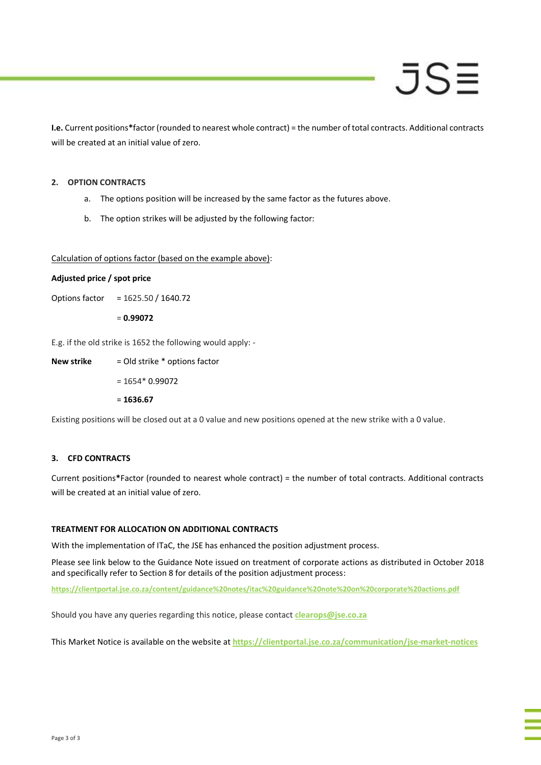**I.e.** Current positions*factor (rounded to nearest whole contract) = the number of total contracts. Additional contracts will be created at an initial value of zero.

**2. OPTION CONTRACTS**

a. The options position will be increased by the same factor as the futures above.

b. The option strikes will be adjusted by the following factor:

Calculation of options factor (based on the example above):

**Adjusted price / spot price**

Options factor = 1625.50 / 1640.72

= **0.99072**

E.g. if the old strike is 1652 the following would apply: -

**New strike** = Old strike * options factor

= 1654* 0.99072

= **1636.67**

Existing positions will be closed out at a 0 value and new positions opened at the new strike with a 0 value.

**3. CFD CONTRACTS**

Current positions*Factor (rounded to nearest whole contract) = the number of total contracts. Additional contracts will be created at an initial value of zero.

**TREATMENT FOR ALLOCATION ON ADDITIONAL CONTRACTS**

With the implementation of ITaC, the JSE has enhanced the position adjustment process.

Please see link below to the Guidance Note issued on treatment of corporate actions as distributed in October 2018 and specifically refer to Section 8 for details of the position adjustment process:

https://clientportal.jse.co.za/content/guidance%20notes/itac%20guidance%20note%20on%20corporate%20actions.pdf

Should you have any queries regarding this notice, please contact clearops@jse.co.za

This Market Notice is available on the website at https://clientportal.jse.co.za/communication/jse-market-notices